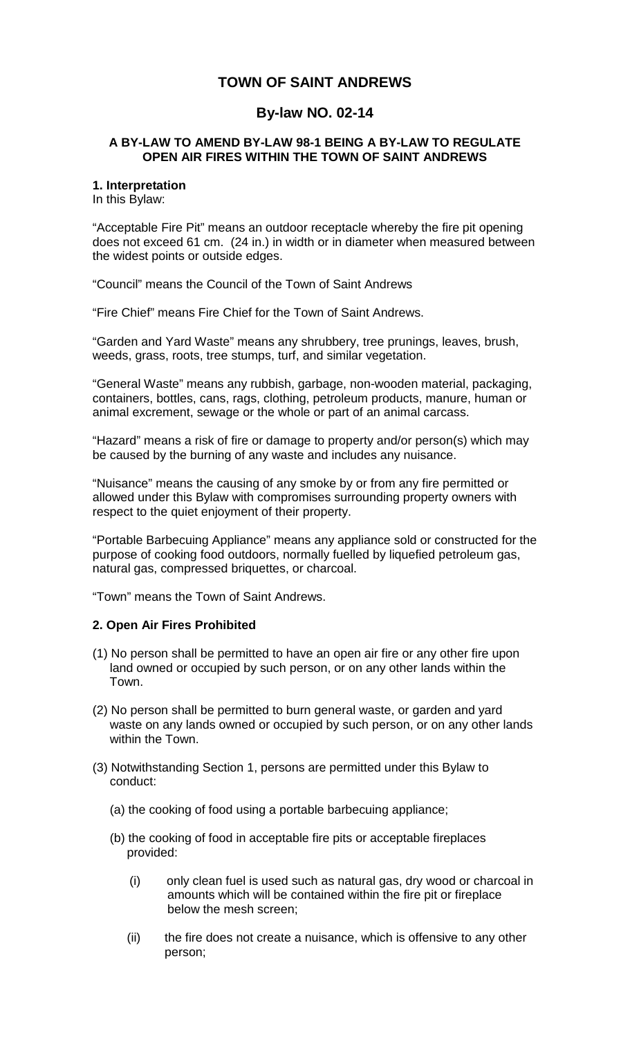# TOWN OF SAINT ANDREWS

## By-law NO. 02-14

### A BY-LAW TO AMEND BY-LAW 98-1 BEING A BY-LAW TO REGULATE OPEN AIR FIRES WITHIN THE TOWN OF SAINT ANDREWS

**1. Interpretation**
In this Bylaw:

"Acceptable Fire Pit" means an outdoor receptacle whereby the fire pit opening does not exceed 61 cm. (24 in.) in width or in diameter when measured between the widest points or outside edges.

"Council" means the Council of the Town of Saint Andrews

"Fire Chief" means Fire Chief for the Town of Saint Andrews.

"Garden and Yard Waste" means any shrubbery, tree prunings, leaves, brush, weeds, grass, roots, tree stumps, turf, and similar vegetation.

"General Waste" means any rubbish, garbage, non-wooden material, packaging, containers, bottles, cans, rags, clothing, petroleum products, manure, human or animal excrement, sewage or the whole or part of an animal carcass.

"Hazard" means a risk of fire or damage to property and/or person(s) which may be caused by the burning of any waste and includes any nuisance.

"Nuisance" means the causing of any smoke by or from any fire permitted or allowed under this Bylaw with compromises surrounding property owners with respect to the quiet enjoyment of their property.

"Portable Barbecuing Appliance" means any appliance sold or constructed for the purpose of cooking food outdoors, normally fuelled by liquefied petroleum gas, natural gas, compressed briquettes, or charcoal.

"Town" means the Town of Saint Andrews.

**2. Open Air Fires Prohibited**

(1) No person shall be permitted to have an open air fire or any other fire upon land owned or occupied by such person, or on any other lands within the Town.

(2) No person shall be permitted to burn general waste, or garden and yard waste on any lands owned or occupied by such person, or on any other lands within the Town.

(3) Notwithstanding Section 1, persons are permitted under this Bylaw to conduct:

(a) the cooking of food using a portable barbecuing appliance;

(b) the cooking of food in acceptable fire pits or acceptable fireplaces provided:

(i) only clean fuel is used such as natural gas, dry wood or charcoal in amounts which will be contained within the fire pit or fireplace below the mesh screen;

(ii) the fire does not create a nuisance, which is offensive to any other person;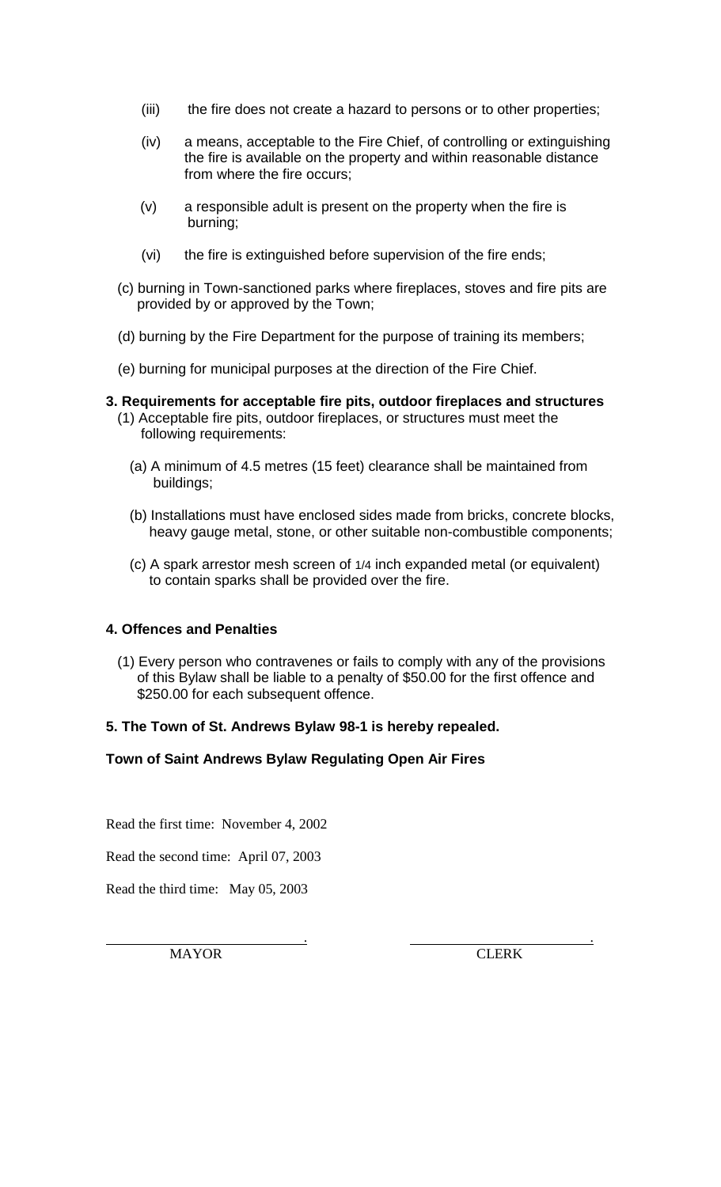(iii) the fire does not create a hazard to persons or to other properties;

(iv) a means, acceptable to the Fire Chief, of controlling or extinguishing the fire is available on the property and within reasonable distance from where the fire occurs;

(v) a responsible adult is present on the property when the fire is burning;

(vi) the fire is extinguished before supervision of the fire ends;

(c) burning in Town-sanctioned parks where fireplaces, stoves and fire pits are provided by or approved by the Town;

(d) burning by the Fire Department for the purpose of training its members;

(e) burning for municipal purposes at the direction of the Fire Chief.

**3. Requirements for acceptable fire pits, outdoor fireplaces and structures**

(1) Acceptable fire pits, outdoor fireplaces, or structures must meet the following requirements:

(a) A minimum of 4.5 metres (15 feet) clearance shall be maintained from buildings;

(b) Installations must have enclosed sides made from bricks, concrete blocks, heavy gauge metal, stone, or other suitable non-combustible components;

(c) A spark arrestor mesh screen of 1/4 inch expanded metal (or equivalent) to contain sparks shall be provided over the fire.

**4. Offences and Penalties**

(1) Every person who contravenes or fails to comply with any of the provisions of this Bylaw shall be liable to a penalty of $50.00 for the first offence and $250.00 for each subsequent offence.

**5. The Town of St. Andrews Bylaw 98-1 is hereby repealed.**

**Town of Saint Andrews Bylaw Regulating Open Air Fires**

Read the first time: November 4, 2002

Read the second time: April 07, 2003

Read the third time: May 05, 2003

______________________________ ______________________________

MAYOR CLERK